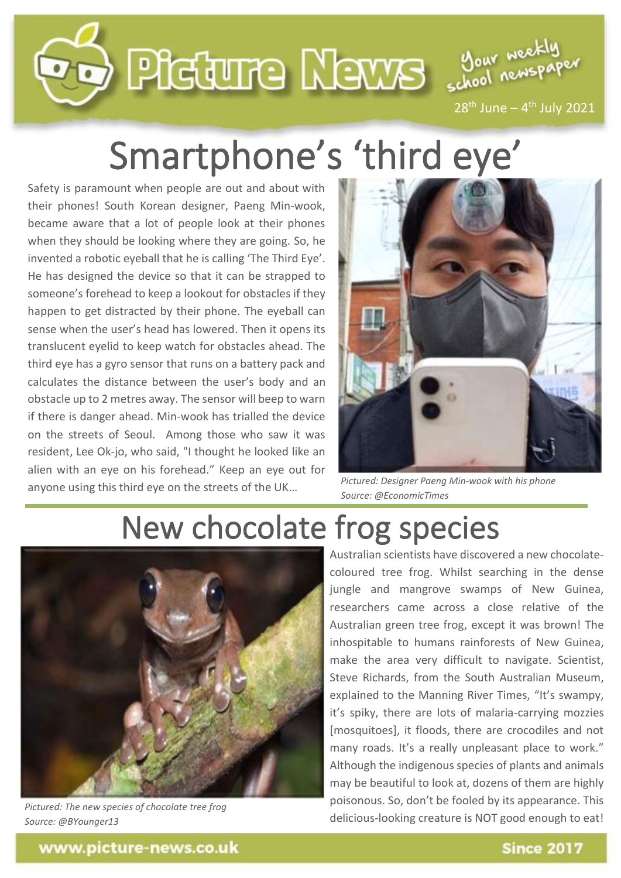# Picture News

Your weekly school newspaper

28th June – 4th July 2021

## Smartphone's 'third eye'

Safety is paramount when people are out and about with their phones! South Korean designer, Paeng Min-wook, became aware that a lot of people look at their phones when they should be looking where they are going. So, he invented a robotic eyeball that he is calling 'The Third Eye'. He has designed the device so that it can be strapped to someone's forehead to keep a lookout for obstacles if they happen to get distracted by their phone. The eyeball can sense when the user's head has lowered. Then it opens its translucent eyelid to keep watch for obstacles ahead. The third eye has a gyro sensor that runs on a battery pack and calculates the distance between the user's body and an obstacle up to 2 metres away. The sensor will beep to warn if there is danger ahead. Min-wook has trialled the device on the streets of Seoul. Among those who saw it was resident, Lee Ok-jo, who said, "I thought he looked like an alien with an eye on his forehead." Keep an eye out for anyone using this third eye on the streets of the UK…

*Pictured: Designer Paeng Min-wook with his phone*
*Source: @EconomicTimes*

## New chocolate frog species

*Pictured: The new species of chocolate tree frog*
*Source: @BYounger13*

Australian scientists have discovered a new chocolate-coloured tree frog. Whilst searching in the dense jungle and mangrove swamps of New Guinea, researchers came across a close relative of the Australian green tree frog, except it was brown! The inhospitable to humans rainforests of New Guinea, make the area very difficult to navigate. Scientist, Steve Richards, from the South Australian Museum, explained to the Manning River Times, "It's swampy, it's spiky, there are lots of malaria-carrying mozzies [mosquitoes], it floods, there are crocodiles and not many roads. It's a really unpleasant place to work." Although the indigenous species of plants and animals may be beautiful to look at, dozens of them are highly poisonous. So, don't be fooled by its appearance. This delicious-looking creature is NOT good enough to eat!

www.picture-news.co.uk

Since 2017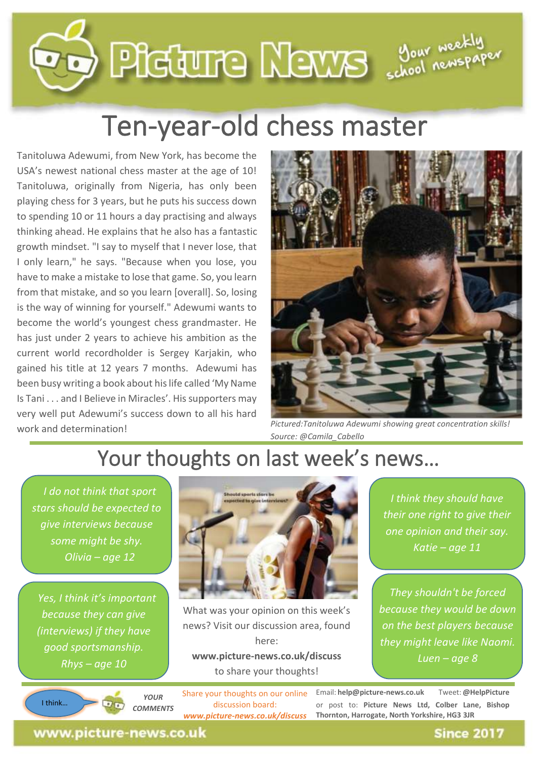# Picture News

Your weekly school newspaper

## Ten-year-old chess master

Tanitoluwa Adewumi, from New York, has become the USA's newest national chess master at the age of 10! Tanitoluwa, originally from Nigeria, has only been playing chess for 3 years, but he puts his success down to spending 10 or 11 hours a day practising and always thinking ahead. He explains that he also has a fantastic growth mindset. "I say to myself that I never lose, that I only learn," he says. "Because when you lose, you have to make a mistake to lose that game. So, you learn from that mistake, and so you learn [overall]. So, losing is the way of winning for yourself." Adewumi wants to become the world's youngest chess grandmaster. He has just under 2 years to achieve his ambition as the current world recordholder is Sergey Karjakin, who gained his title at 12 years 7 months. Adewumi has been busy writing a book about his life called 'My Name Is Tani . . . and I Believe in Miracles'. His supporters may very well put Adewumi's success down to all his hard work and determination!

*Pictured:Tanitoluwa Adewumi showing great concentration skills!*
*Source: @Camila_Cabello*

## Your thoughts on last week's news…

*I do not think that sport stars should be expected to give interviews because some might be shy.*
*Olivia – age 12*

*Yes, I think it's important because they can give (interviews) if they have good sportsmanship.*
*Rhys – age 10*

Should sports stars be expected to give interviews?

What was your opinion on this week's news? Visit our discussion area, found here:
**www.picture-news.co.uk/discuss**
to share your thoughts!

*I think they should have their one right to give their one opinion and their say.*
*Katie – age 11*

*They shouldn't be forced because they would be down on the best players because they might leave like Naomi.*
*Luen – age 8*

I think…

*YOUR COMMENTS*

Share your thoughts on our online discussion board: *www.picture-news.co.uk/discuss*

Email: **help@picture-news.co.uk** Tweet: **@HelpPicture**

or post to: **Picture News Ltd, Colber Lane, Bishop Thornton, Harrogate, North Yorkshire, HG3 3JR**

www.picture-news.co.uk

Since 2017